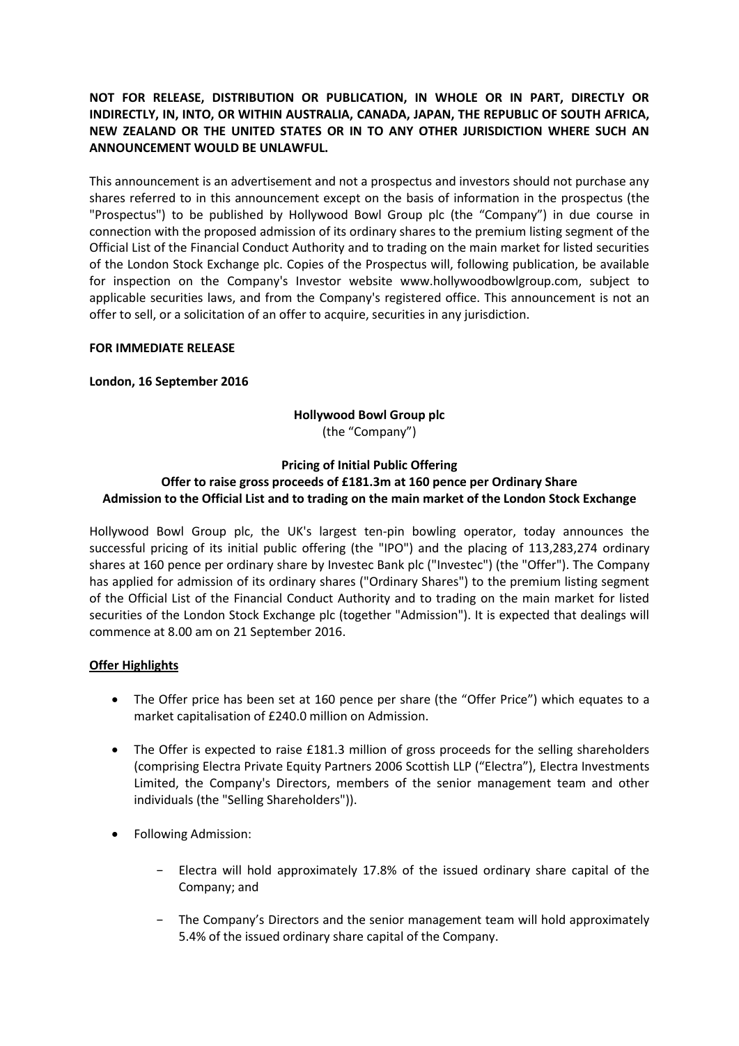**NOT FOR RELEASE, DISTRIBUTION OR PUBLICATION, IN WHOLE OR IN PART, DIRECTLY OR INDIRECTLY, IN, INTO, OR WITHIN AUSTRALIA, CANADA, JAPAN, THE REPUBLIC OF SOUTH AFRICA, NEW ZEALAND OR THE UNITED STATES OR IN TO ANY OTHER JURISDICTION WHERE SUCH AN ANNOUNCEMENT WOULD BE UNLAWFUL.**

This announcement is an advertisement and not a prospectus and investors should not purchase any shares referred to in this announcement except on the basis of information in the prospectus (the "Prospectus") to be published by Hollywood Bowl Group plc (the "Company") in due course in connection with the proposed admission of its ordinary shares to the premium listing segment of the Official List of the Financial Conduct Authority and to trading on the main market for listed securities of the London Stock Exchange plc. Copies of the Prospectus will, following publication, be available for inspection on the Company's Investor website www.hollywoodbowlgroup.com, subject to applicable securities laws, and from the Company's registered office. This announcement is not an offer to sell, or a solicitation of an offer to acquire, securities in any jurisdiction.

**FOR IMMEDIATE RELEASE**

**London, 16 September 2016**

**Hollywood Bowl Group plc**
(the "Company")

**Pricing of Initial Public Offering**
**Offer to raise gross proceeds of £181.3m at 160 pence per Ordinary Share**
**Admission to the Official List and to trading on the main market of the London Stock Exchange**

Hollywood Bowl Group plc, the UK's largest ten-pin bowling operator, today announces the successful pricing of its initial public offering (the "IPO") and the placing of 113,283,274 ordinary shares at 160 pence per ordinary share by Investec Bank plc ("Investec") (the "Offer"). The Company has applied for admission of its ordinary shares ("Ordinary Shares") to the premium listing segment of the Official List of the Financial Conduct Authority and to trading on the main market for listed securities of the London Stock Exchange plc (together "Admission"). It is expected that dealings will commence at 8.00 am on 21 September 2016.

**Offer Highlights**

- The Offer price has been set at 160 pence per share (the "Offer Price") which equates to a market capitalisation of £240.0 million on Admission.
- The Offer is expected to raise £181.3 million of gross proceeds for the selling shareholders (comprising Electra Private Equity Partners 2006 Scottish LLP ("Electra"), Electra Investments Limited, the Company's Directors, members of the senior management team and other individuals (the "Selling Shareholders")).
- Following Admission:
  - Electra will hold approximately 17.8% of the issued ordinary share capital of the Company; and
  - The Company's Directors and the senior management team will hold approximately 5.4% of the issued ordinary share capital of the Company.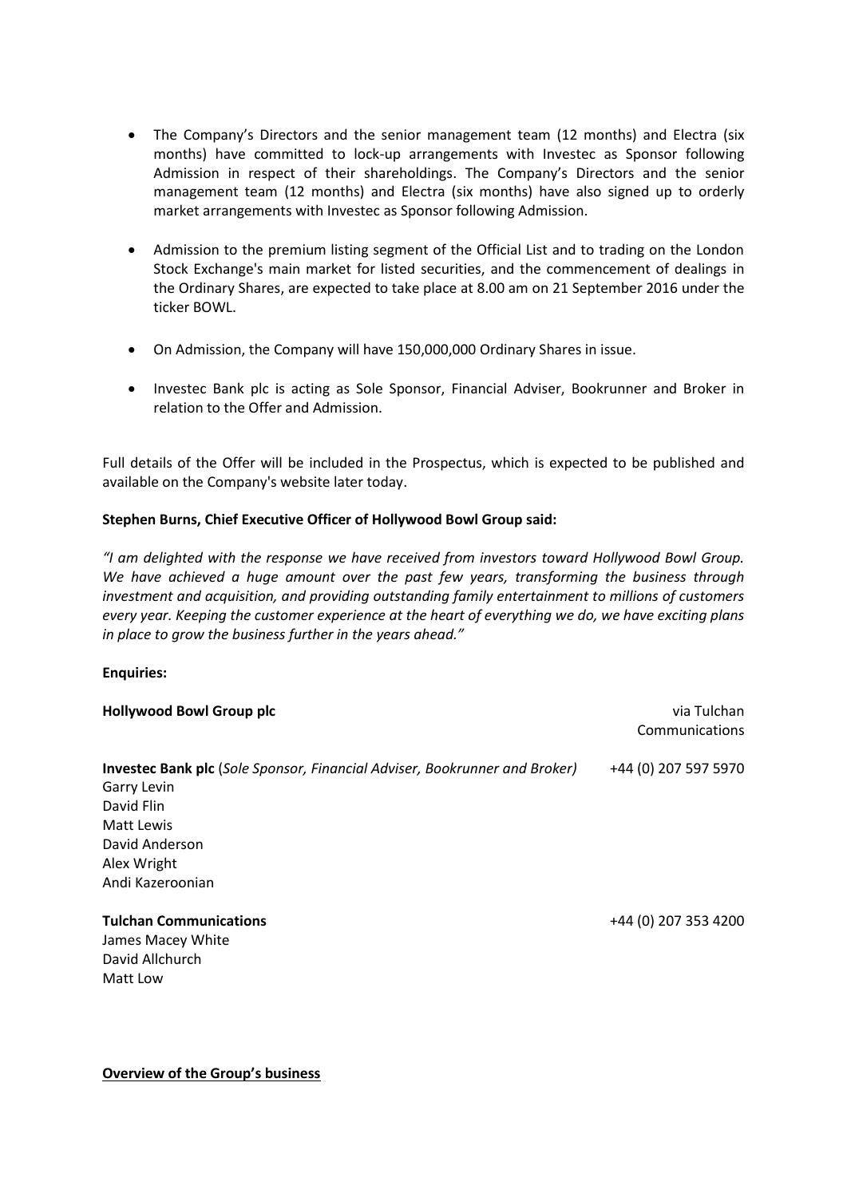- The Company's Directors and the senior management team (12 months) and Electra (six months) have committed to lock-up arrangements with Investec as Sponsor following Admission in respect of their shareholdings. The Company's Directors and the senior management team (12 months) and Electra (six months) have also signed up to orderly market arrangements with Investec as Sponsor following Admission.

- Admission to the premium listing segment of the Official List and to trading on the London Stock Exchange's main market for listed securities, and the commencement of dealings in the Ordinary Shares, are expected to take place at 8.00 am on 21 September 2016 under the ticker BOWL.

- On Admission, the Company will have 150,000,000 Ordinary Shares in issue.

- Investec Bank plc is acting as Sole Sponsor, Financial Adviser, Bookrunner and Broker in relation to the Offer and Admission.

Full details of the Offer will be included in the Prospectus, which is expected to be published and available on the Company's website later today.

**Stephen Burns, Chief Executive Officer of Hollywood Bowl Group said:**

*"I am delighted with the response we have received from investors toward Hollywood Bowl Group. We have achieved a huge amount over the past few years, transforming the business through investment and acquisition, and providing outstanding family entertainment to millions of customers every year. Keeping the customer experience at the heart of everything we do, we have exciting plans in place to grow the business further in the years ahead."*

**Enquiries:**

**Hollywood Bowl Group plc** — via Tulchan Communications

**Investec Bank plc** (*Sole Sponsor, Financial Adviser, Bookrunner and Broker*) — +44 (0) 207 597 5970
Garry Levin
David Flin
Matt Lewis
David Anderson
Alex Wright
Andi Kazeroonian

**Tulchan Communications** — +44 (0) 207 353 4200
James Macey White
David Allchurch
Matt Low

**<u>Overview of the Group's business</u>**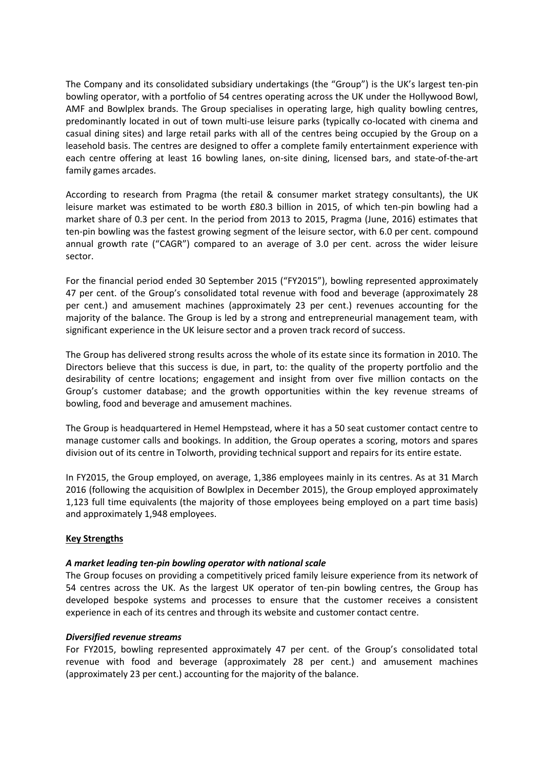The Company and its consolidated subsidiary undertakings (the "Group") is the UK's largest ten-pin bowling operator, with a portfolio of 54 centres operating across the UK under the Hollywood Bowl, AMF and Bowlplex brands. The Group specialises in operating large, high quality bowling centres, predominantly located in out of town multi-use leisure parks (typically co-located with cinema and casual dining sites) and large retail parks with all of the centres being occupied by the Group on a leasehold basis. The centres are designed to offer a complete family entertainment experience with each centre offering at least 16 bowling lanes, on-site dining, licensed bars, and state-of-the-art family games arcades.

According to research from Pragma (the retail & consumer market strategy consultants), the UK leisure market was estimated to be worth £80.3 billion in 2015, of which ten-pin bowling had a market share of 0.3 per cent. In the period from 2013 to 2015, Pragma (June, 2016) estimates that ten-pin bowling was the fastest growing segment of the leisure sector, with 6.0 per cent. compound annual growth rate ("CAGR") compared to an average of 3.0 per cent. across the wider leisure sector.

For the financial period ended 30 September 2015 ("FY2015"), bowling represented approximately 47 per cent. of the Group's consolidated total revenue with food and beverage (approximately 28 per cent.) and amusement machines (approximately 23 per cent.) revenues accounting for the majority of the balance. The Group is led by a strong and entrepreneurial management team, with significant experience in the UK leisure sector and a proven track record of success.

The Group has delivered strong results across the whole of its estate since its formation in 2010. The Directors believe that this success is due, in part, to: the quality of the property portfolio and the desirability of centre locations; engagement and insight from over five million contacts on the Group's customer database; and the growth opportunities within the key revenue streams of bowling, food and beverage and amusement machines.

The Group is headquartered in Hemel Hempstead, where it has a 50 seat customer contact centre to manage customer calls and bookings. In addition, the Group operates a scoring, motors and spares division out of its centre in Tolworth, providing technical support and repairs for its entire estate.

In FY2015, the Group employed, on average, 1,386 employees mainly in its centres. As at 31 March 2016 (following the acquisition of Bowlplex in December 2015), the Group employed approximately 1,123 full time equivalents (the majority of those employees being employed on a part time basis) and approximately 1,948 employees.

**Key Strengths**

***A market leading ten-pin bowling operator with national scale***

The Group focuses on providing a competitively priced family leisure experience from its network of 54 centres across the UK. As the largest UK operator of ten-pin bowling centres, the Group has developed bespoke systems and processes to ensure that the customer receives a consistent experience in each of its centres and through its website and customer contact centre.

***Diversified revenue streams***

For FY2015, bowling represented approximately 47 per cent. of the Group's consolidated total revenue with food and beverage (approximately 28 per cent.) and amusement machines (approximately 23 per cent.) accounting for the majority of the balance.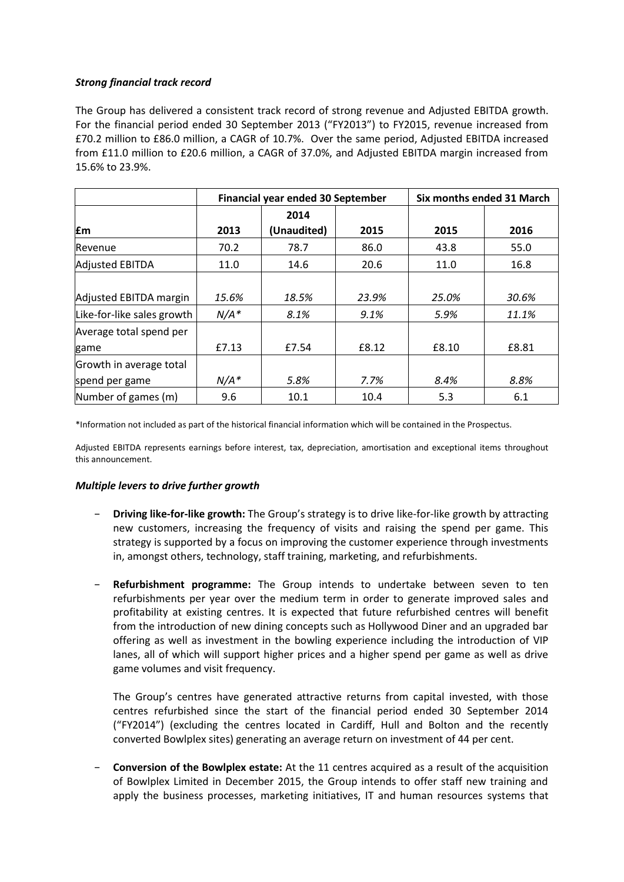***Strong financial track record***

The Group has delivered a consistent track record of strong revenue and Adjusted EBITDA growth. For the financial period ended 30 September 2013 ("FY2013") to FY2015, revenue increased from £70.2 million to £86.0 million, a CAGR of 10.7%. Over the same period, Adjusted EBITDA increased from £11.0 million to £20.6 million, a CAGR of 37.0%, and Adjusted EBITDA margin increased from 15.6% to 23.9%.

| | **Financial year ended 30 September** | | | **Six months ended 31 March** | |
|---|---|---|---|---|---|
| **£m** | **2013** | **2014 (Unaudited)** | **2015** | **2015** | **2016** |
| Revenue | 70.2 | 78.7 | 86.0 | 43.8 | 55.0 |
| Adjusted EBITDA | 11.0 | 14.6 | 20.6 | 11.0 | 16.8 |
| Adjusted EBITDA margin | *15.6%* | *18.5%* | *23.9%* | *25.0%* | *30.6%* |
| Like-for-like sales growth | *N/A\** | *8.1%* | *9.1%* | *5.9%* | *11.1%* |
| Average total spend per game | £7.13 | £7.54 | £8.12 | £8.10 | £8.81 |
| Growth in average total spend per game | *N/A\** | *5.8%* | *7.7%* | *8.4%* | *8.8%* |
| Number of games (m) | 9.6 | 10.1 | 10.4 | 5.3 | 6.1 |

*Information not included as part of the historical financial information which will be contained in the Prospectus.

Adjusted EBITDA represents earnings before interest, tax, depreciation, amortisation and exceptional items throughout this announcement.

***Multiple levers to drive further growth***

- **Driving like-for-like growth:** The Group's strategy is to drive like-for-like growth by attracting new customers, increasing the frequency of visits and raising the spend per game. This strategy is supported by a focus on improving the customer experience through investments in, amongst others, technology, staff training, marketing, and refurbishments.

- **Refurbishment programme:** The Group intends to undertake between seven to ten refurbishments per year over the medium term in order to generate improved sales and profitability at existing centres. It is expected that future refurbished centres will benefit from the introduction of new dining concepts such as Hollywood Diner and an upgraded bar offering as well as investment in the bowling experience including the introduction of VIP lanes, all of which will support higher prices and a higher spend per game as well as drive game volumes and visit frequency.

  The Group's centres have generated attractive returns from capital invested, with those centres refurbished since the start of the financial period ended 30 September 2014 ("FY2014") (excluding the centres located in Cardiff, Hull and Bolton and the recently converted Bowlplex sites) generating an average return on investment of 44 per cent.

- **Conversion of the Bowlplex estate:** At the 11 centres acquired as a result of the acquisition of Bowlplex Limited in December 2015, the Group intends to offer staff new training and apply the business processes, marketing initiatives, IT and human resources systems that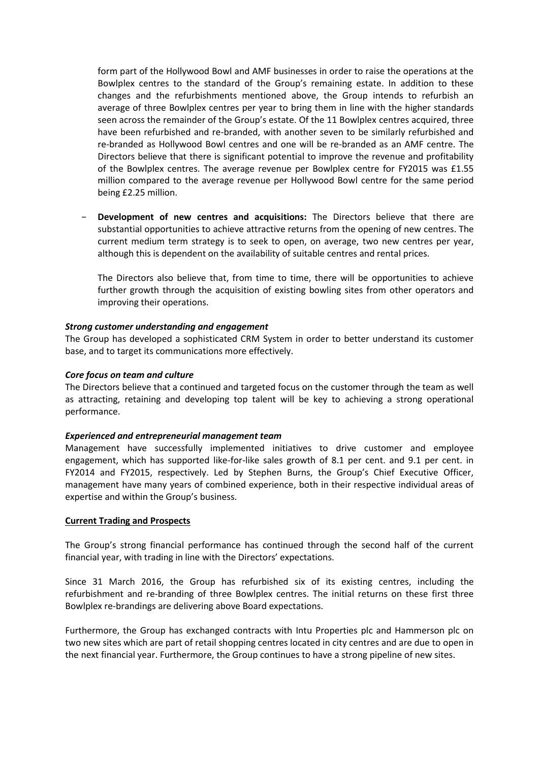form part of the Hollywood Bowl and AMF businesses in order to raise the operations at the Bowlplex centres to the standard of the Group's remaining estate. In addition to these changes and the refurbishments mentioned above, the Group intends to refurbish an average of three Bowlplex centres per year to bring them in line with the higher standards seen across the remainder of the Group's estate. Of the 11 Bowlplex centres acquired, three have been refurbished and re-branded, with another seven to be similarly refurbished and re-branded as Hollywood Bowl centres and one will be re-branded as an AMF centre. The Directors believe that there is significant potential to improve the revenue and profitability of the Bowlplex centres. The average revenue per Bowlplex centre for FY2015 was £1.55 million compared to the average revenue per Hollywood Bowl centre for the same period being £2.25 million.

- **Development of new centres and acquisitions:** The Directors believe that there are substantial opportunities to achieve attractive returns from the opening of new centres. The current medium term strategy is to seek to open, on average, two new centres per year, although this is dependent on the availability of suitable centres and rental prices.

  The Directors also believe that, from time to time, there will be opportunities to achieve further growth through the acquisition of existing bowling sites from other operators and improving their operations.

***Strong customer understanding and engagement***

The Group has developed a sophisticated CRM System in order to better understand its customer base, and to target its communications more effectively.

***Core focus on team and culture***

The Directors believe that a continued and targeted focus on the customer through the team as well as attracting, retaining and developing top talent will be key to achieving a strong operational performance.

***Experienced and entrepreneurial management team***

Management have successfully implemented initiatives to drive customer and employee engagement, which has supported like-for-like sales growth of 8.1 per cent. and 9.1 per cent. in FY2014 and FY2015, respectively. Led by Stephen Burns, the Group's Chief Executive Officer, management have many years of combined experience, both in their respective individual areas of expertise and within the Group's business.

**Current Trading and Prospects**

The Group's strong financial performance has continued through the second half of the current financial year, with trading in line with the Directors' expectations.

Since 31 March 2016, the Group has refurbished six of its existing centres, including the refurbishment and re-branding of three Bowlplex centres. The initial returns on these first three Bowlplex re-brandings are delivering above Board expectations.

Furthermore, the Group has exchanged contracts with Intu Properties plc and Hammerson plc on two new sites which are part of retail shopping centres located in city centres and are due to open in the next financial year. Furthermore, the Group continues to have a strong pipeline of new sites.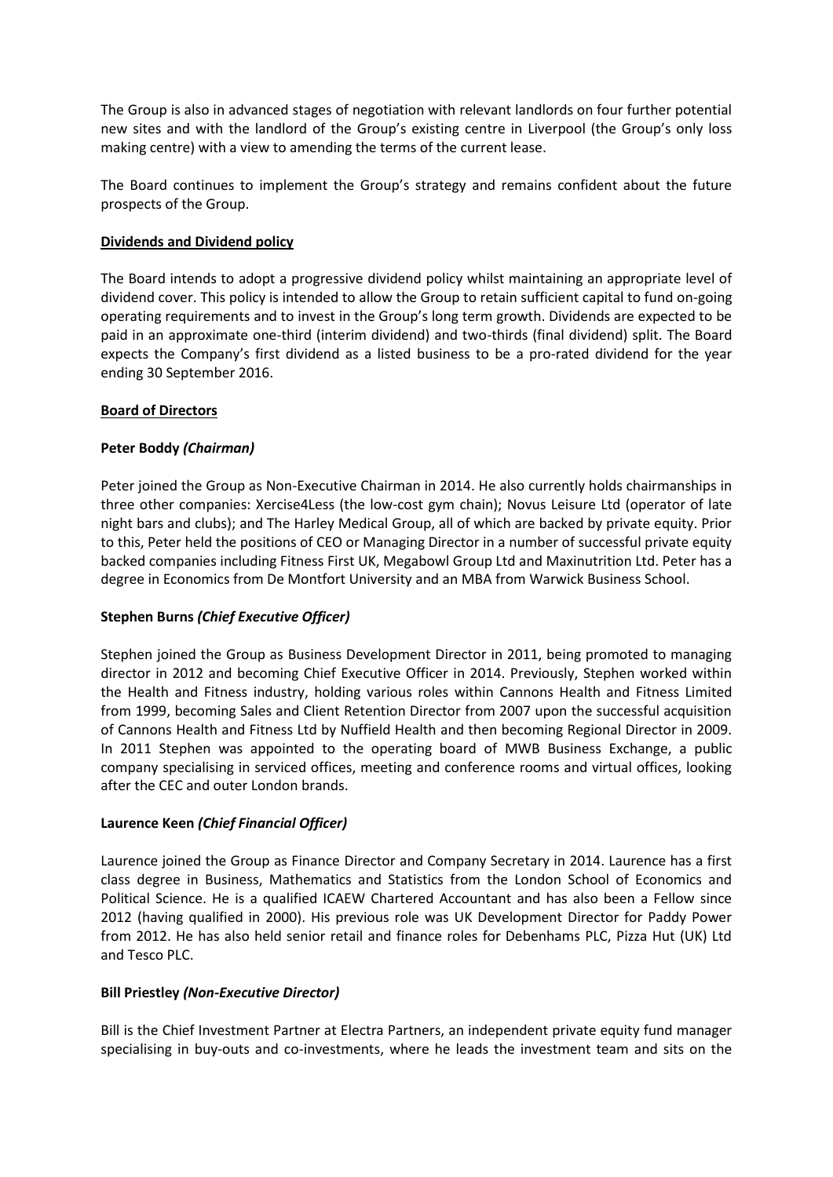The Group is also in advanced stages of negotiation with relevant landlords on four further potential new sites and with the landlord of the Group's existing centre in Liverpool (the Group's only loss making centre) with a view to amending the terms of the current lease.

The Board continues to implement the Group's strategy and remains confident about the future prospects of the Group.

## Dividends and Dividend policy

The Board intends to adopt a progressive dividend policy whilst maintaining an appropriate level of dividend cover. This policy is intended to allow the Group to retain sufficient capital to fund on-going operating requirements and to invest in the Group's long term growth. Dividends are expected to be paid in an approximate one-third (interim dividend) and two-thirds (final dividend) split. The Board expects the Company's first dividend as a listed business to be a pro-rated dividend for the year ending 30 September 2016.

## Board of Directors

### Peter Boddy *(Chairman)*

Peter joined the Group as Non-Executive Chairman in 2014. He also currently holds chairmanships in three other companies: Xercise4Less (the low-cost gym chain); Novus Leisure Ltd (operator of late night bars and clubs); and The Harley Medical Group, all of which are backed by private equity. Prior to this, Peter held the positions of CEO or Managing Director in a number of successful private equity backed companies including Fitness First UK, Megabowl Group Ltd and Maxinutrition Ltd. Peter has a degree in Economics from De Montfort University and an MBA from Warwick Business School.

### Stephen Burns *(Chief Executive Officer)*

Stephen joined the Group as Business Development Director in 2011, being promoted to managing director in 2012 and becoming Chief Executive Officer in 2014. Previously, Stephen worked within the Health and Fitness industry, holding various roles within Cannons Health and Fitness Limited from 1999, becoming Sales and Client Retention Director from 2007 upon the successful acquisition of Cannons Health and Fitness Ltd by Nuffield Health and then becoming Regional Director in 2009. In 2011 Stephen was appointed to the operating board of MWB Business Exchange, a public company specialising in serviced offices, meeting and conference rooms and virtual offices, looking after the CEC and outer London brands.

### Laurence Keen *(Chief Financial Officer)*

Laurence joined the Group as Finance Director and Company Secretary in 2014. Laurence has a first class degree in Business, Mathematics and Statistics from the London School of Economics and Political Science. He is a qualified ICAEW Chartered Accountant and has also been a Fellow since 2012 (having qualified in 2000). His previous role was UK Development Director for Paddy Power from 2012. He has also held senior retail and finance roles for Debenhams PLC, Pizza Hut (UK) Ltd and Tesco PLC.

### Bill Priestley *(Non-Executive Director)*

Bill is the Chief Investment Partner at Electra Partners, an independent private equity fund manager specialising in buy-outs and co-investments, where he leads the investment team and sits on the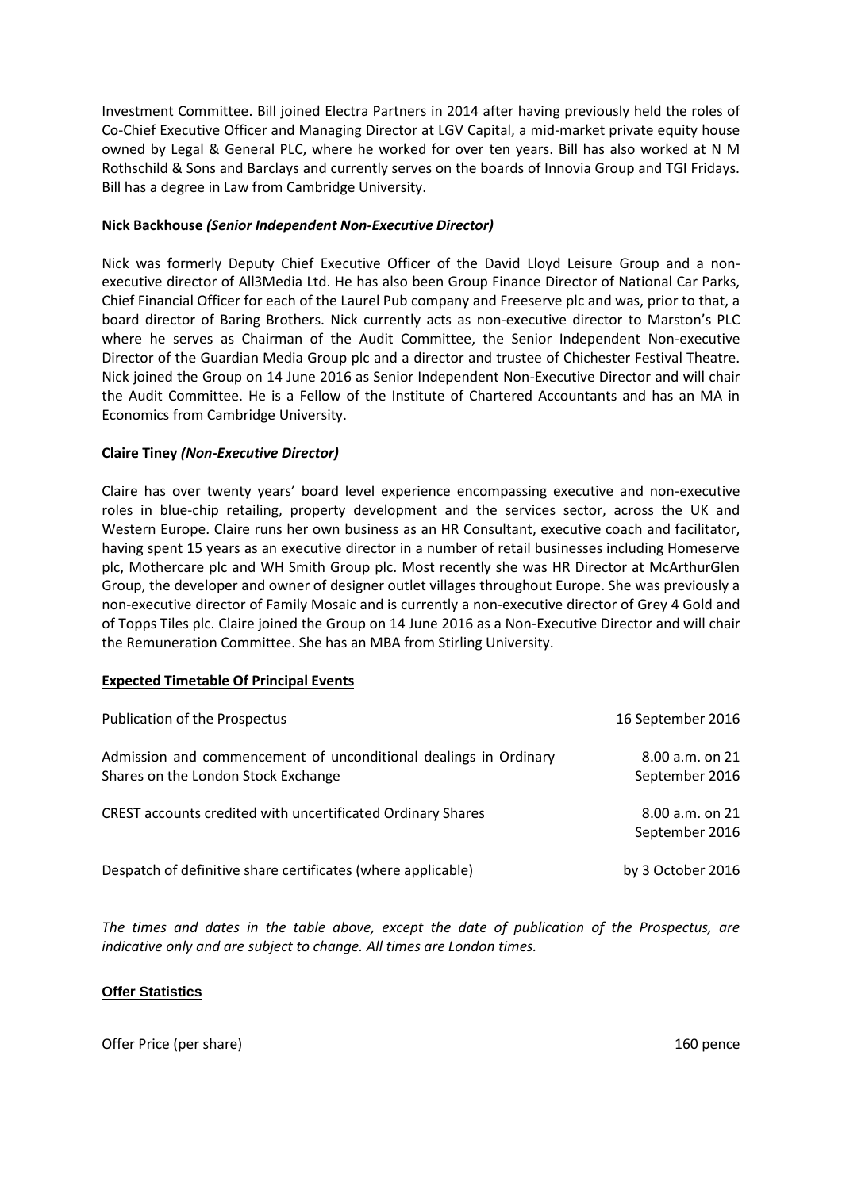Investment Committee. Bill joined Electra Partners in 2014 after having previously held the roles of Co-Chief Executive Officer and Managing Director at LGV Capital, a mid-market private equity house owned by Legal & General PLC, where he worked for over ten years. Bill has also worked at N M Rothschild & Sons and Barclays and currently serves on the boards of Innovia Group and TGI Fridays. Bill has a degree in Law from Cambridge University.

**Nick Backhouse *(Senior Independent Non-Executive Director)***

Nick was formerly Deputy Chief Executive Officer of the David Lloyd Leisure Group and a non-executive director of All3Media Ltd. He has also been Group Finance Director of National Car Parks, Chief Financial Officer for each of the Laurel Pub company and Freeserve plc and was, prior to that, a board director of Baring Brothers. Nick currently acts as non-executive director to Marston's PLC where he serves as Chairman of the Audit Committee, the Senior Independent Non-executive Director of the Guardian Media Group plc and a director and trustee of Chichester Festival Theatre. Nick joined the Group on 14 June 2016 as Senior Independent Non-Executive Director and will chair the Audit Committee. He is a Fellow of the Institute of Chartered Accountants and has an MA in Economics from Cambridge University.

**Claire Tiney *(Non-Executive Director)***

Claire has over twenty years' board level experience encompassing executive and non-executive roles in blue-chip retailing, property development and the services sector, across the UK and Western Europe. Claire runs her own business as an HR Consultant, executive coach and facilitator, having spent 15 years as an executive director in a number of retail businesses including Homeserve plc, Mothercare plc and WH Smith Group plc. Most recently she was HR Director at McArthurGlen Group, the developer and owner of designer outlet villages throughout Europe. She was previously a non-executive director of Family Mosaic and is currently a non-executive director of Grey 4 Gold and of Topps Tiles plc. Claire joined the Group on 14 June 2016 as a Non-Executive Director and will chair the Remuneration Committee. She has an MBA from Stirling University.

**Expected Timetable Of Principal Events**

| | |
|---|---|
| Publication of the Prospectus | 16 September 2016 |
| Admission and commencement of unconditional dealings in Ordinary Shares on the London Stock Exchange | 8.00 a.m. on 21 September 2016 |
| CREST accounts credited with uncertificated Ordinary Shares | 8.00 a.m. on 21 September 2016 |
| Despatch of definitive share certificates (where applicable) | by 3 October 2016 |

*The times and dates in the table above, except the date of publication of the Prospectus, are indicative only and are subject to change. All times are London times.*

**Offer Statistics**

| | |
|---|---|
| Offer Price (per share) | 160 pence |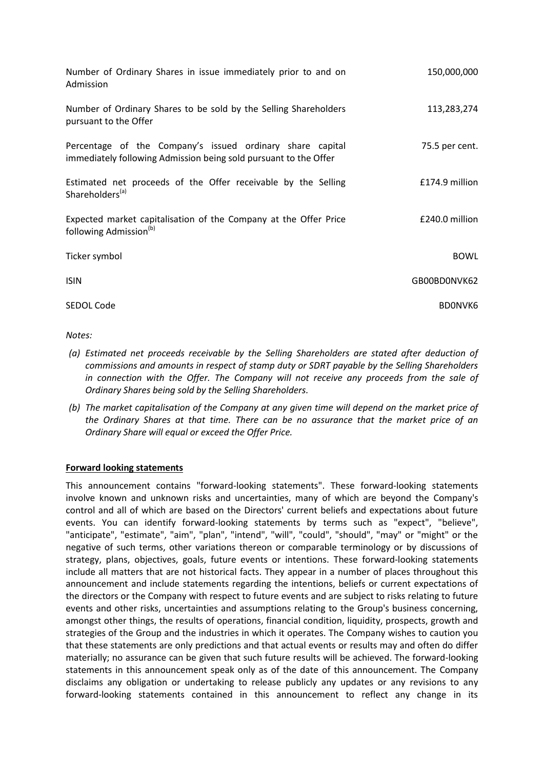| | |
|---|---|
| Number of Ordinary Shares in issue immediately prior to and on Admission | 150,000,000 |
| Number of Ordinary Shares to be sold by the Selling Shareholders pursuant to the Offer | 113,283,274 |
| Percentage of the Company's issued ordinary share capital immediately following Admission being sold pursuant to the Offer | 75.5 per cent. |
| Estimated net proceeds of the Offer receivable by the Selling Shareholders[(a)] | £174.9 million |
| Expected market capitalisation of the Company at the Offer Price following Admission[(b)] | £240.0 million |
| Ticker symbol | BOWL |
| ISIN | GB00BD0NVK62 |
| SEDOL Code | BD0NVK6 |

*Notes:*

*(a) Estimated net proceeds receivable by the Selling Shareholders are stated after deduction of commissions and amounts in respect of stamp duty or SDRT payable by the Selling Shareholders in connection with the Offer. The Company will not receive any proceeds from the sale of Ordinary Shares being sold by the Selling Shareholders.*

*(b) The market capitalisation of the Company at any given time will depend on the market price of the Ordinary Shares at that time. There can be no assurance that the market price of an Ordinary Share will equal or exceed the Offer Price.*

**Forward looking statements**

This announcement contains "forward-looking statements". These forward-looking statements involve known and unknown risks and uncertainties, many of which are beyond the Company's control and all of which are based on the Directors' current beliefs and expectations about future events. You can identify forward-looking statements by terms such as "expect", "believe", "anticipate", "estimate", "aim", "plan", "intend", "will", "could", "should", "may" or "might" or the negative of such terms, other variations thereon or comparable terminology or by discussions of strategy, plans, objectives, goals, future events or intentions. These forward-looking statements include all matters that are not historical facts. They appear in a number of places throughout this announcement and include statements regarding the intentions, beliefs or current expectations of the directors or the Company with respect to future events and are subject to risks relating to future events and other risks, uncertainties and assumptions relating to the Group's business concerning, amongst other things, the results of operations, financial condition, liquidity, prospects, growth and strategies of the Group and the industries in which it operates. The Company wishes to caution you that these statements are only predictions and that actual events or results may and often do differ materially; no assurance can be given that such future results will be achieved. The forward-looking statements in this announcement speak only as of the date of this announcement. The Company disclaims any obligation or undertaking to release publicly any updates or any revisions to any forward-looking statements contained in this announcement to reflect any change in its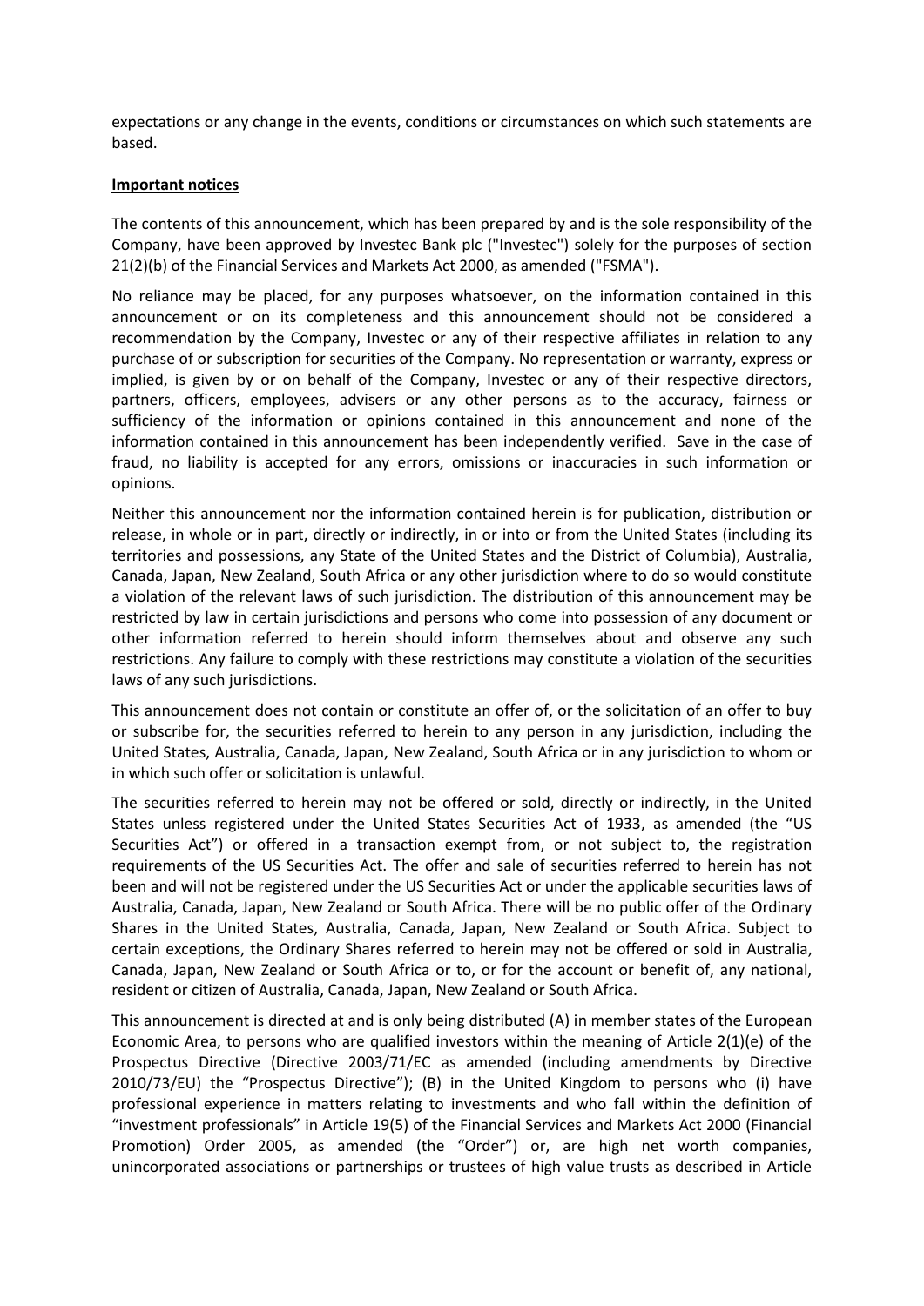expectations or any change in the events, conditions or circumstances on which such statements are based.

**Important notices**

The contents of this announcement, which has been prepared by and is the sole responsibility of the Company, have been approved by Investec Bank plc ("Investec") solely for the purposes of section 21(2)(b) of the Financial Services and Markets Act 2000, as amended ("FSMA").

No reliance may be placed, for any purposes whatsoever, on the information contained in this announcement or on its completeness and this announcement should not be considered a recommendation by the Company, Investec or any of their respective affiliates in relation to any purchase of or subscription for securities of the Company. No representation or warranty, express or implied, is given by or on behalf of the Company, Investec or any of their respective directors, partners, officers, employees, advisers or any other persons as to the accuracy, fairness or sufficiency of the information or opinions contained in this announcement and none of the information contained in this announcement has been independently verified. Save in the case of fraud, no liability is accepted for any errors, omissions or inaccuracies in such information or opinions.

Neither this announcement nor the information contained herein is for publication, distribution or release, in whole or in part, directly or indirectly, in or into or from the United States (including its territories and possessions, any State of the United States and the District of Columbia), Australia, Canada, Japan, New Zealand, South Africa or any other jurisdiction where to do so would constitute a violation of the relevant laws of such jurisdiction. The distribution of this announcement may be restricted by law in certain jurisdictions and persons who come into possession of any document or other information referred to herein should inform themselves about and observe any such restrictions. Any failure to comply with these restrictions may constitute a violation of the securities laws of any such jurisdictions.

This announcement does not contain or constitute an offer of, or the solicitation of an offer to buy or subscribe for, the securities referred to herein to any person in any jurisdiction, including the United States, Australia, Canada, Japan, New Zealand, South Africa or in any jurisdiction to whom or in which such offer or solicitation is unlawful.

The securities referred to herein may not be offered or sold, directly or indirectly, in the United States unless registered under the United States Securities Act of 1933, as amended (the "US Securities Act") or offered in a transaction exempt from, or not subject to, the registration requirements of the US Securities Act. The offer and sale of securities referred to herein has not been and will not be registered under the US Securities Act or under the applicable securities laws of Australia, Canada, Japan, New Zealand or South Africa. There will be no public offer of the Ordinary Shares in the United States, Australia, Canada, Japan, New Zealand or South Africa. Subject to certain exceptions, the Ordinary Shares referred to herein may not be offered or sold in Australia, Canada, Japan, New Zealand or South Africa or to, or for the account or benefit of, any national, resident or citizen of Australia, Canada, Japan, New Zealand or South Africa.

This announcement is directed at and is only being distributed (A) in member states of the European Economic Area, to persons who are qualified investors within the meaning of Article 2(1)(e) of the Prospectus Directive (Directive 2003/71/EC as amended (including amendments by Directive 2010/73/EU) the "Prospectus Directive"); (B) in the United Kingdom to persons who (i) have professional experience in matters relating to investments and who fall within the definition of "investment professionals" in Article 19(5) of the Financial Services and Markets Act 2000 (Financial Promotion) Order 2005, as amended (the "Order") or, are high net worth companies, unincorporated associations or partnerships or trustees of high value trusts as described in Article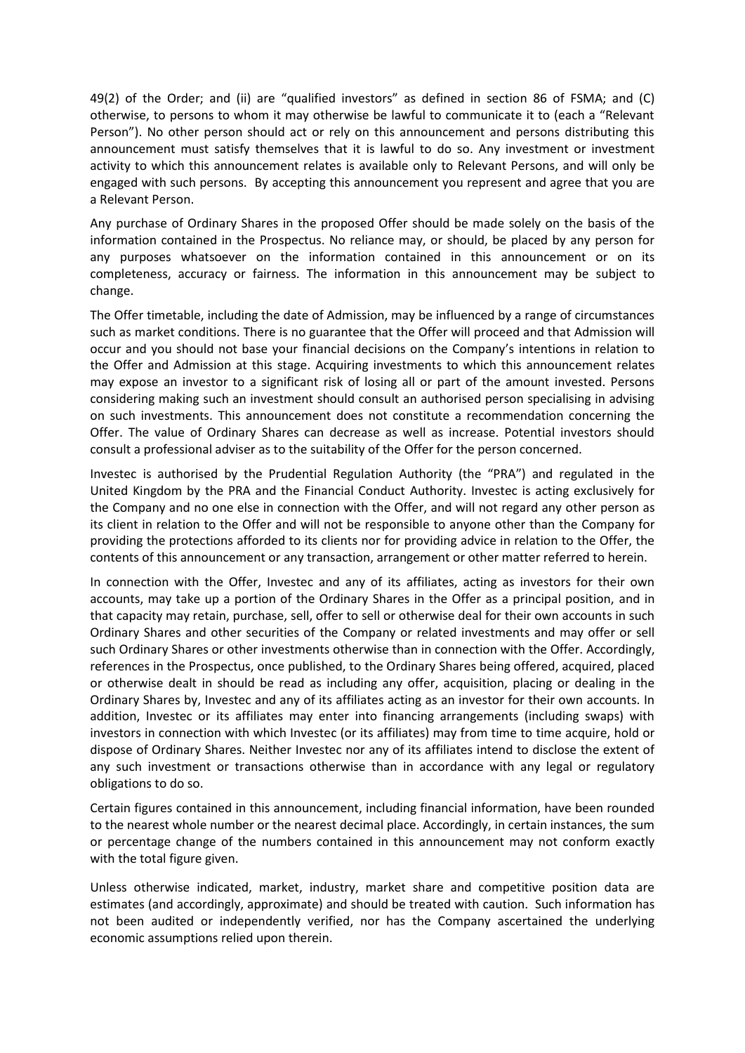49(2) of the Order; and (ii) are "qualified investors" as defined in section 86 of FSMA; and (C) otherwise, to persons to whom it may otherwise be lawful to communicate it to (each a "Relevant Person"). No other person should act or rely on this announcement and persons distributing this announcement must satisfy themselves that it is lawful to do so. Any investment or investment activity to which this announcement relates is available only to Relevant Persons, and will only be engaged with such persons. By accepting this announcement you represent and agree that you are a Relevant Person.

Any purchase of Ordinary Shares in the proposed Offer should be made solely on the basis of the information contained in the Prospectus. No reliance may, or should, be placed by any person for any purposes whatsoever on the information contained in this announcement or on its completeness, accuracy or fairness. The information in this announcement may be subject to change.

The Offer timetable, including the date of Admission, may be influenced by a range of circumstances such as market conditions. There is no guarantee that the Offer will proceed and that Admission will occur and you should not base your financial decisions on the Company's intentions in relation to the Offer and Admission at this stage. Acquiring investments to which this announcement relates may expose an investor to a significant risk of losing all or part of the amount invested. Persons considering making such an investment should consult an authorised person specialising in advising on such investments. This announcement does not constitute a recommendation concerning the Offer. The value of Ordinary Shares can decrease as well as increase. Potential investors should consult a professional adviser as to the suitability of the Offer for the person concerned.

Investec is authorised by the Prudential Regulation Authority (the "PRA") and regulated in the United Kingdom by the PRA and the Financial Conduct Authority. Investec is acting exclusively for the Company and no one else in connection with the Offer, and will not regard any other person as its client in relation to the Offer and will not be responsible to anyone other than the Company for providing the protections afforded to its clients nor for providing advice in relation to the Offer, the contents of this announcement or any transaction, arrangement or other matter referred to herein.

In connection with the Offer, Investec and any of its affiliates, acting as investors for their own accounts, may take up a portion of the Ordinary Shares in the Offer as a principal position, and in that capacity may retain, purchase, sell, offer to sell or otherwise deal for their own accounts in such Ordinary Shares and other securities of the Company or related investments and may offer or sell such Ordinary Shares or other investments otherwise than in connection with the Offer. Accordingly, references in the Prospectus, once published, to the Ordinary Shares being offered, acquired, placed or otherwise dealt in should be read as including any offer, acquisition, placing or dealing in the Ordinary Shares by, Investec and any of its affiliates acting as an investor for their own accounts. In addition, Investec or its affiliates may enter into financing arrangements (including swaps) with investors in connection with which Investec (or its affiliates) may from time to time acquire, hold or dispose of Ordinary Shares. Neither Investec nor any of its affiliates intend to disclose the extent of any such investment or transactions otherwise than in accordance with any legal or regulatory obligations to do so.

Certain figures contained in this announcement, including financial information, have been rounded to the nearest whole number or the nearest decimal place. Accordingly, in certain instances, the sum or percentage change of the numbers contained in this announcement may not conform exactly with the total figure given.

Unless otherwise indicated, market, industry, market share and competitive position data are estimates (and accordingly, approximate) and should be treated with caution. Such information has not been audited or independently verified, nor has the Company ascertained the underlying economic assumptions relied upon therein.